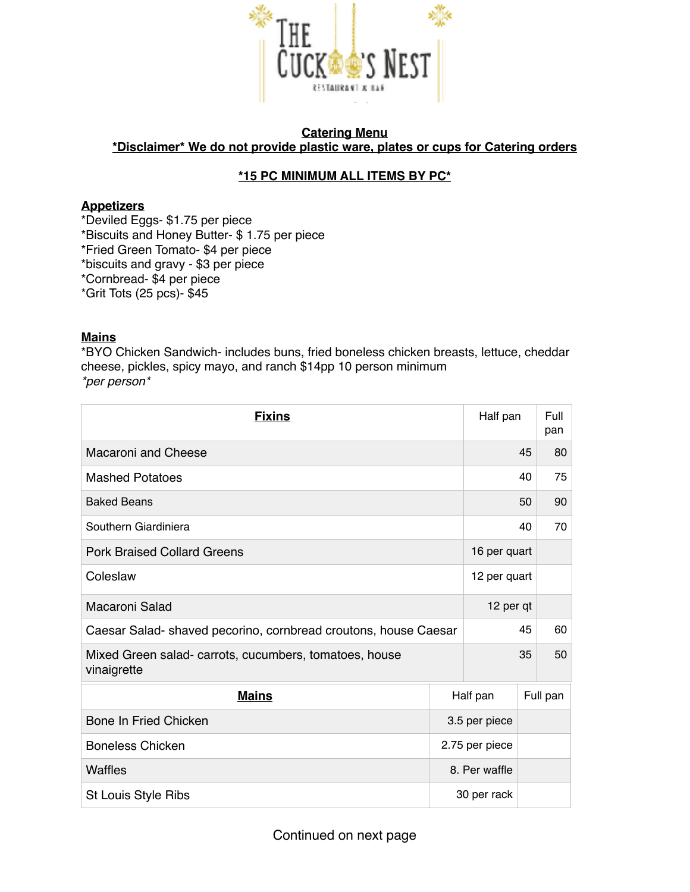# THE CUCKOO'S NEST

RESTAURANT & BAR

**Catering Menu**

**\*Disclaimer\* We do not provide plastic ware, plates or cups for Catering orders**

**\*15 PC MINIMUM ALL ITEMS BY PC\***

## Appetizers

*Deviled Eggs- $1.75 per piece
*Biscuits and Honey Butter- $ 1.75 per piece
*Fried Green Tomato- $4 per piece
*biscuits and gravy - $3 per piece
*Cornbread- $4 per piece
*Grit Tots (25 pcs)- $45

## Mains

*BYO Chicken Sandwich- includes buns, fried boneless chicken breasts, lettuce, cheddar cheese, pickles, spicy mayo, and ranch $14pp 10 person minimum
*\*per person\**

| Fixins | Half pan | Full pan |
|---|---|---|
| Macaroni and Cheese | 45 | 80 |
| Mashed Potatoes | 40 | 75 |
| Baked Beans | 50 | 90 |
| Southern Giardiniera | 40 | 70 |
| Pork Braised Collard Greens | 16 per quart | |
| Coleslaw | 12 per quart | |
| Macaroni Salad | 12 per qt | |
| Caesar Salad- shaved pecorino, cornbread croutons, house Caesar | 45 | 60 |
| Mixed Green salad- carrots, cucumbers, tomatoes, house vinaigrette | 35 | 50 |

| Mains | Half pan | Full pan |
|---|---|---|
| Bone In Fried Chicken | 3.5 per piece | |
| Boneless Chicken | 2.75 per piece | |
| Waffles | 8. Per waffle | |
| St Louis Style Ribs | 30 per rack | |

Continued on next page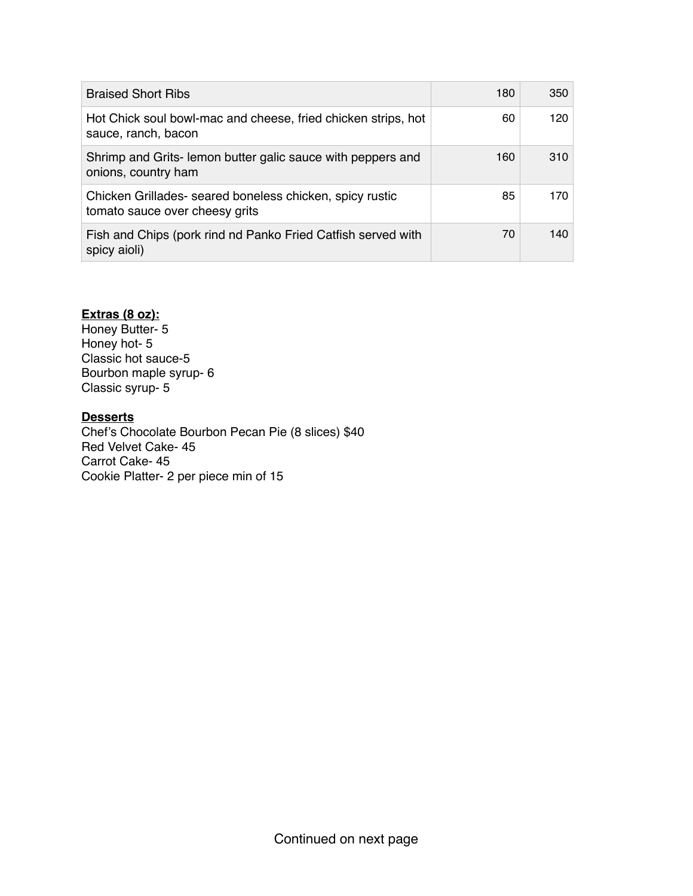| | | |
|---|---|---|
| Braised Short Ribs | 180 | 350 |
| Hot Chick soul bowl-mac and cheese, fried chicken strips, hot sauce, ranch, bacon | 60 | 120 |
| Shrimp and Grits- lemon butter galic sauce with peppers and onions, country ham | 160 | 310 |
| Chicken Grillades- seared boneless chicken, spicy rustic tomato sauce over cheesy grits | 85 | 170 |
| Fish and Chips (pork rind nd Panko Fried Catfish served with spicy aioli) | 70 | 140 |

**Extras (8 oz):**

Honey Butter- 5
Honey hot- 5
Classic hot sauce-5
Bourbon maple syrup- 6
Classic syrup- 5

**Desserts**

Chef's Chocolate Bourbon Pecan Pie (8 slices) $40
Red Velvet Cake- 45
Carrot Cake- 45
Cookie Platter- 2 per piece min of 15

Continued on next page